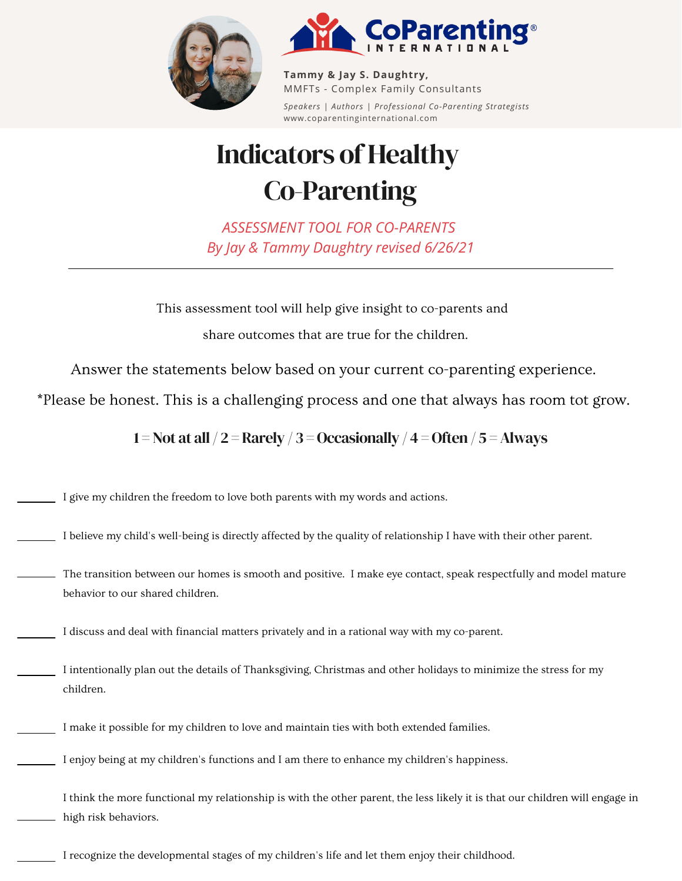CoParenting® INTERNATIONAL

**Tammy & Jay S. Daughtry,**
MMFTs - Complex Family Consultants

*Speakers | Authors | Professional Co-Parenting Strategists*
www.coparentinginternational.com

# Indicators of Healthy Co-Parenting

*ASSESSMENT TOOL FOR CO-PARENTS*
*By Jay & Tammy Daughtry revised 6/26/21*

---

This assessment tool will help give insight to co-parents and share outcomes that are true for the children.

Answer the statements below based on your current co-parenting experience.

*Please be honest. This is a challenging process and one that always has room tot grow.

**1** = **Not at all** / **2** = **Rarely** / **3** = **Occasionally** / **4** = **Often** / **5** = **Always**

_______ I give my children the freedom to love both parents with my words and actions.

_______ I believe my child's well-being is directly affected by the quality of relationship I have with their other parent.

_______ The transition between our homes is smooth and positive. I make eye contact, speak respectfully and model mature behavior to our shared children.

_______ I discuss and deal with financial matters privately and in a rational way with my co-parent.

_______ I intentionally plan out the details of Thanksgiving, Christmas and other holidays to minimize the stress for my children.

_______ I make it possible for my children to love and maintain ties with both extended families.

_______ I enjoy being at my children's functions and I am there to enhance my children's happiness.

_______ I think the more functional my relationship is with the other parent, the less likely it is that our children will engage in high risk behaviors.

_______ I recognize the developmental stages of my children's life and let them enjoy their childhood.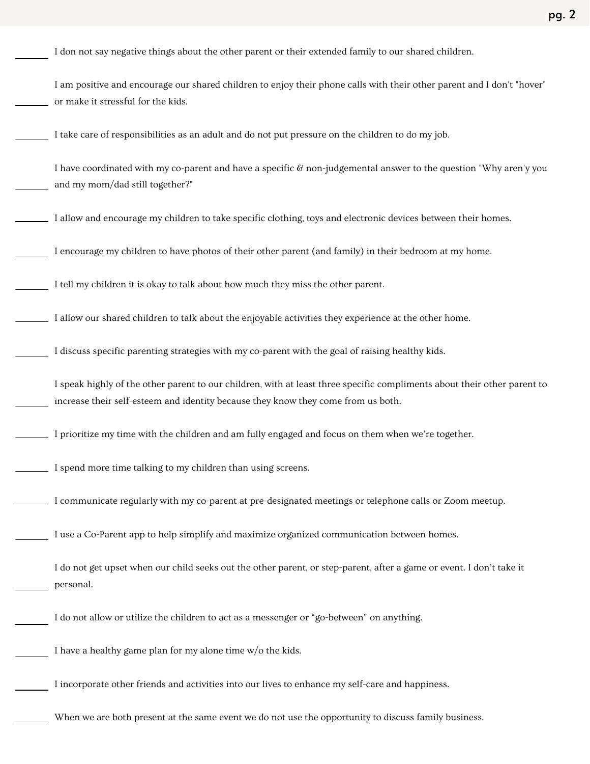_______ I don not say negative things about the other parent or their extended family to our shared children.

_______ I am positive and encourage our shared children to enjoy their phone calls with their other parent and I don't "hover" or make it stressful for the kids.

_______ I take care of responsibilities as an adult and do not put pressure on the children to do my job.

_______ I have coordinated with my co-parent and have a specific & non-judgemental answer to the question "Why aren'y you and my mom/dad still together?"

_______ I allow and encourage my children to take specific clothing, toys and electronic devices between their homes.

_______ I encourage my children to have photos of their other parent (and family) in their bedroom at my home.

_______ I tell my children it is okay to talk about how much they miss the other parent.

_______ I allow our shared children to talk about the enjoyable activities they experience at the other home.

_______ I discuss specific parenting strategies with my co-parent with the goal of raising healthy kids.

_______ I speak highly of the other parent to our children, with at least three specific compliments about their other parent to increase their self-esteem and identity because they know they come from us both.

_______ I prioritize my time with the children and am fully engaged and focus on them when we're together.

_______ I spend more time talking to my children than using screens.

_______ I communicate regularly with my co-parent at pre-designated meetings or telephone calls or Zoom meetup.

_______ I use a Co-Parent app to help simplify and maximize organized communication between homes.

_______ I do not get upset when our child seeks out the other parent, or step-parent, after a game or event. I don't take it personal.

_______ I do not allow or utilize the children to act as a messenger or "go-between" on anything.

_______ I have a healthy game plan for my alone time w/o the kids.

_______ I incorporate other friends and activities into our lives to enhance my self-care and happiness.

_______ When we are both present at the same event we do not use the opportunity to discuss family business.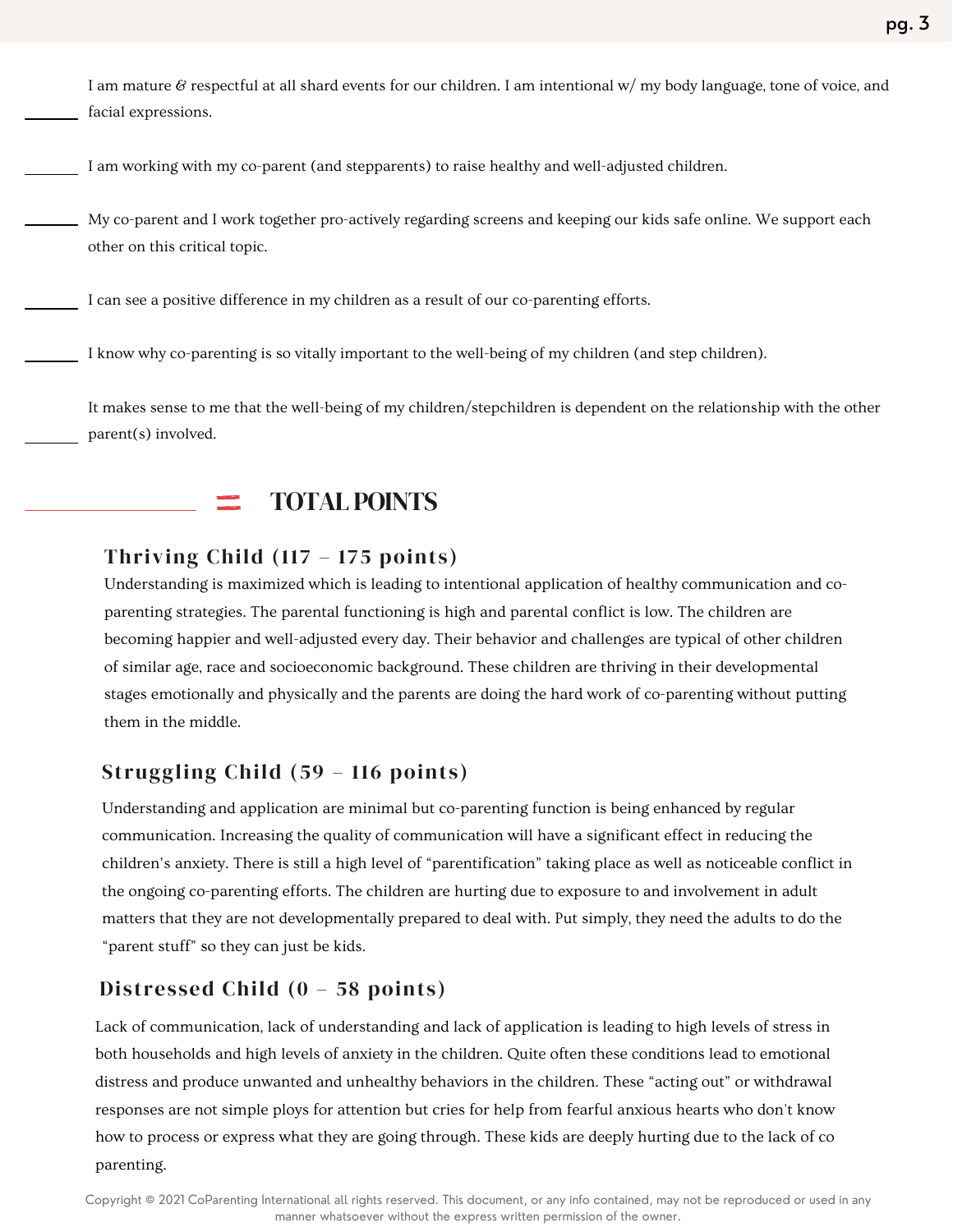______ I am mature & respectful at all shard events for our children. I am intentional w/ my body language, tone of voice, and facial expressions.

______ I am working with my co-parent (and stepparents) to raise healthy and well-adjusted children.

______ My co-parent and I work together pro-actively regarding screens and keeping our kids safe online. We support each other on this critical topic.

______ I can see a positive difference in my children as a result of our co-parenting efforts.

______ I know why co-parenting is so vitally important to the well-being of my children (and step children).

______ It makes sense to me that the well-being of my children/stepchildren is dependent on the relationship with the other parent(s) involved.

______________ = **TOTAL POINTS**

### Thriving Child (117 – 175 points)

Understanding is maximized which is leading to intentional application of healthy communication and co-parenting strategies. The parental functioning is high and parental conflict is low. The children are becoming happier and well-adjusted every day. Their behavior and challenges are typical of other children of similar age, race and socioeconomic background. These children are thriving in their developmental stages emotionally and physically and the parents are doing the hard work of co-parenting without putting them in the middle.

### Struggling Child (59 – 116 points)

Understanding and application are minimal but co-parenting function is being enhanced by regular communication. Increasing the quality of communication will have a significant effect in reducing the children's anxiety. There is still a high level of "parentification" taking place as well as noticeable conflict in the ongoing co-parenting efforts. The children are hurting due to exposure to and involvement in adult matters that they are not developmentally prepared to deal with. Put simply, they need the adults to do the "parent stuff" so they can just be kids.

### Distressed Child (0 – 58 points)

Lack of communication, lack of understanding and lack of application is leading to high levels of stress in both households and high levels of anxiety in the children. Quite often these conditions lead to emotional distress and produce unwanted and unhealthy behaviors in the children. These "acting out" or withdrawal responses are not simple ploys for attention but cries for help from fearful anxious hearts who don't know how to process or express what they are going through. These kids are deeply hurting due to the lack of co parenting.

Copyright © 2021 CoParenting International all rights reserved. This document, or any info contained, may not be reproduced or used in any manner whatsoever without the express written permission of the owner.